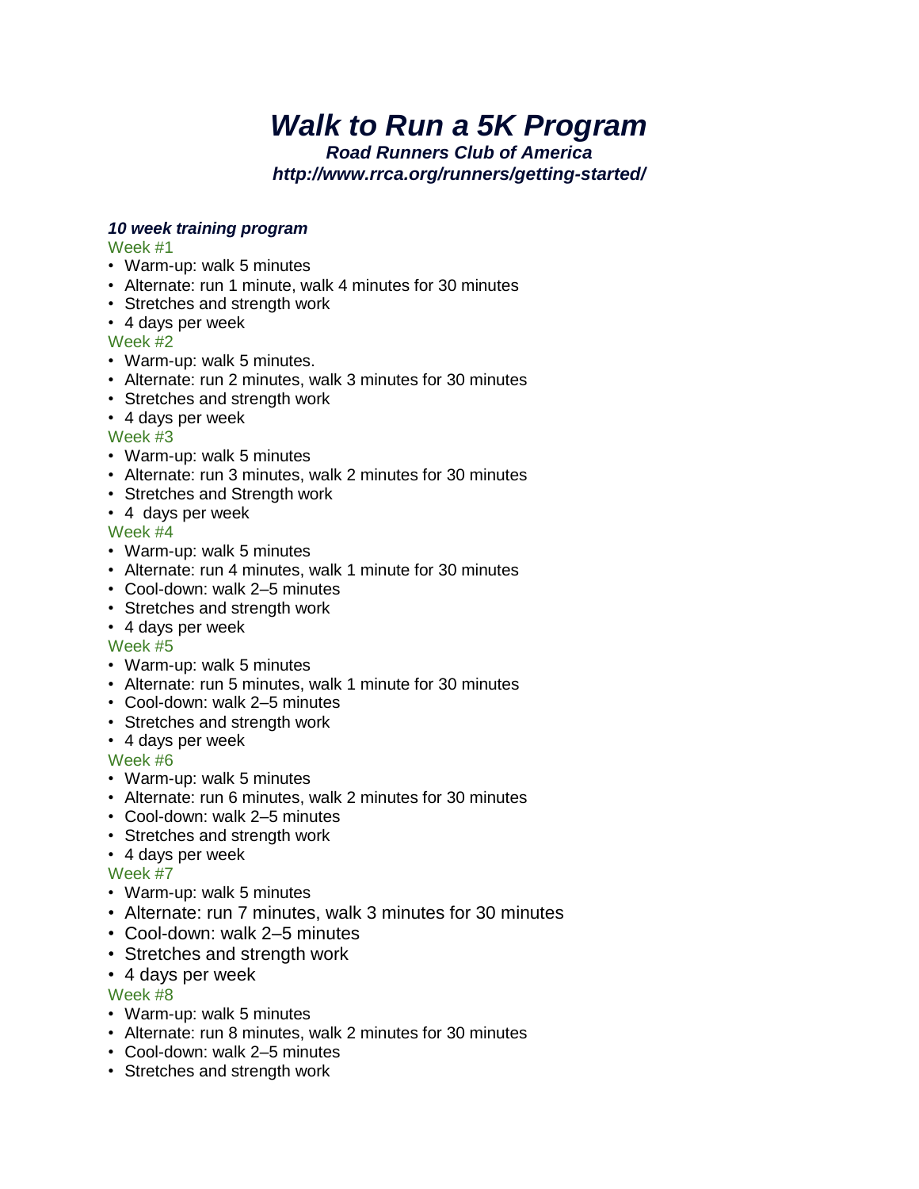# ***Walk to Run a 5K Program***

***Road Runners Club of America***
***http://www.rrca.org/runners/getting-started/***

***10 week training program***

Week #1

- Warm-up: walk 5 minutes
- Alternate: run 1 minute, walk 4 minutes for 30 minutes
- Stretches and strength work
- 4 days per week

Week #2

- Warm-up: walk 5 minutes.
- Alternate: run 2 minutes, walk 3 minutes for 30 minutes
- Stretches and strength work
- 4 days per week

Week #3

- Warm-up: walk 5 minutes
- Alternate: run 3 minutes, walk 2 minutes for 30 minutes
- Stretches and Strength work
- 4 days per week

Week #4

- Warm-up: walk 5 minutes
- Alternate: run 4 minutes, walk 1 minute for 30 minutes
- Cool-down: walk 2–5 minutes
- Stretches and strength work
- 4 days per week

Week #5

- Warm-up: walk 5 minutes
- Alternate: run 5 minutes, walk 1 minute for 30 minutes
- Cool-down: walk 2–5 minutes
- Stretches and strength work
- 4 days per week

Week #6

- Warm-up: walk 5 minutes
- Alternate: run 6 minutes, walk 2 minutes for 30 minutes
- Cool-down: walk 2–5 minutes
- Stretches and strength work
- 4 days per week

Week #7

- Warm-up: walk 5 minutes
- Alternate: run 7 minutes, walk 3 minutes for 30 minutes
- Cool-down: walk 2–5 minutes
- Stretches and strength work
- 4 days per week

Week #8

- Warm-up: walk 5 minutes
- Alternate: run 8 minutes, walk 2 minutes for 30 minutes
- Cool-down: walk 2–5 minutes
- Stretches and strength work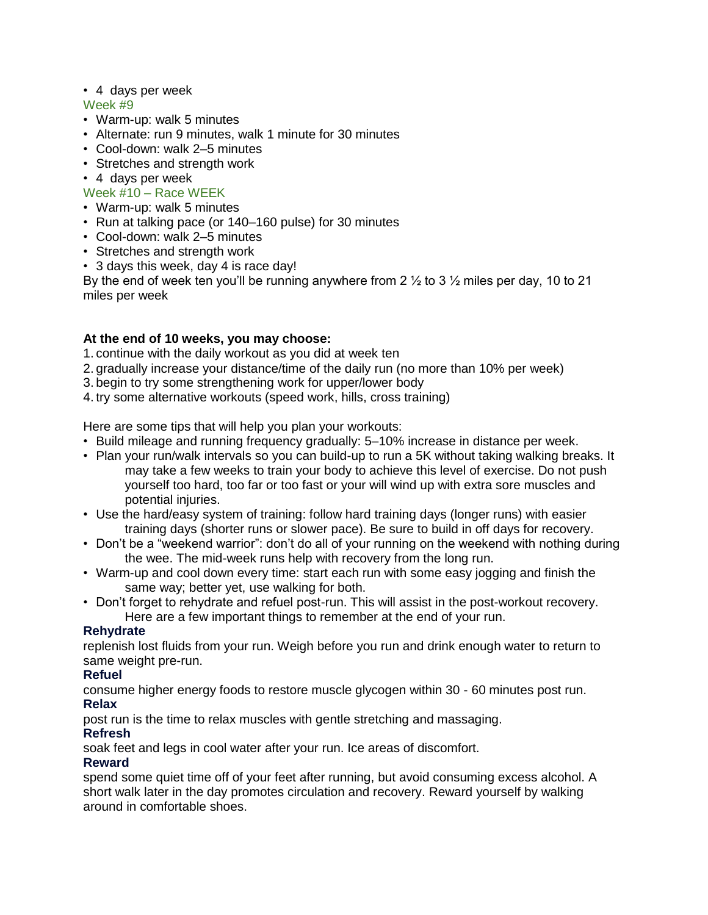- 4 days per week

Week #9

- Warm-up: walk 5 minutes
- Alternate: run 9 minutes, walk 1 minute for 30 minutes
- Cool-down: walk 2–5 minutes
- Stretches and strength work
- 4 days per week

Week #10 – Race WEEK

- Warm-up: walk 5 minutes
- Run at talking pace (or 140–160 pulse) for 30 minutes
- Cool-down: walk 2–5 minutes
- Stretches and strength work
- 3 days this week, day 4 is race day!

By the end of week ten you'll be running anywhere from 2 ½ to 3 ½ miles per day, 10 to 21 miles per week

**At the end of 10 weeks, you may choose:**

1. continue with the daily workout as you did at week ten
2. gradually increase your distance/time of the daily run (no more than 10% per week)
3. begin to try some strengthening work for upper/lower body
4. try some alternative workouts (speed work, hills, cross training)

Here are some tips that will help you plan your workouts:

- Build mileage and running frequency gradually: 5–10% increase in distance per week.
- Plan your run/walk intervals so you can build-up to run a 5K without taking walking breaks. It may take a few weeks to train your body to achieve this level of exercise. Do not push yourself too hard, too far or too fast or your will wind up with extra sore muscles and potential injuries.
- Use the hard/easy system of training: follow hard training days (longer runs) with easier training days (shorter runs or slower pace). Be sure to build in off days for recovery.
- Don't be a "weekend warrior": don't do all of your running on the weekend with nothing during the wee. The mid-week runs help with recovery from the long run.
- Warm-up and cool down every time: start each run with some easy jogging and finish the same way; better yet, use walking for both.
- Don't forget to rehydrate and refuel post-run. This will assist in the post-workout recovery. Here are a few important things to remember at the end of your run.

**Rehydrate**

replenish lost fluids from your run. Weigh before you run and drink enough water to return to same weight pre-run.

**Refuel**

consume higher energy foods to restore muscle glycogen within 30 - 60 minutes post run.

**Relax**

post run is the time to relax muscles with gentle stretching and massaging.

**Refresh**

soak feet and legs in cool water after your run. Ice areas of discomfort.

**Reward**

spend some quiet time off of your feet after running, but avoid consuming excess alcohol. A short walk later in the day promotes circulation and recovery. Reward yourself by walking around in comfortable shoes.